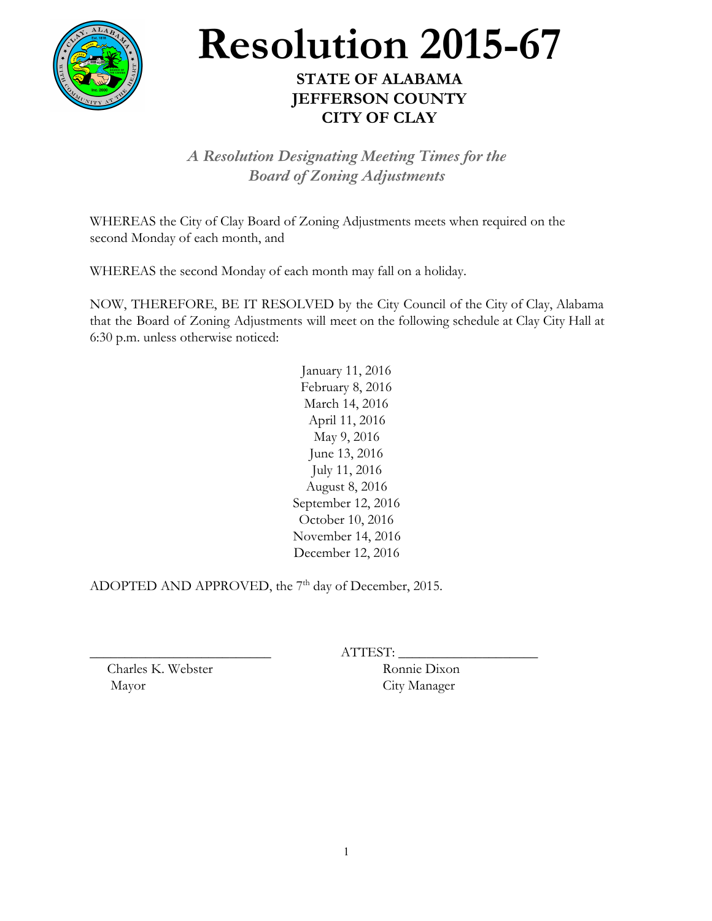# Resolution 2015-67

## STATE OF ALABAMA
## JEFFERSON COUNTY
## CITY OF CLAY

***A Resolution Designating Meeting Times for the Board of Zoning Adjustments***

WHEREAS the City of Clay Board of Zoning Adjustments meets when required on the second Monday of each month, and

WHEREAS the second Monday of each month may fall on a holiday.

NOW, THEREFORE, BE IT RESOLVED by the City Council of the City of Clay, Alabama that the Board of Zoning Adjustments will meet on the following schedule at Clay City Hall at 6:30 p.m. unless otherwise noticed:

January 11, 2016
February 8, 2016
March 14, 2016
April 11, 2016
May 9, 2016
June 13, 2016
July 11, 2016
August 8, 2016
September 12, 2016
October 10, 2016
November 14, 2016
December 12, 2016

ADOPTED AND APPROVED, the 7th day of December, 2015.

\_\_\_\_\_\_\_\_\_\_\_\_\_\_\_\_\_\_\_\_\_\_\_\_\_\_
Charles K. Webster
Mayor

ATTEST: \_\_\_\_\_\_\_\_\_\_\_\_\_\_\_\_\_\_\_\_
Ronnie Dixon
City Manager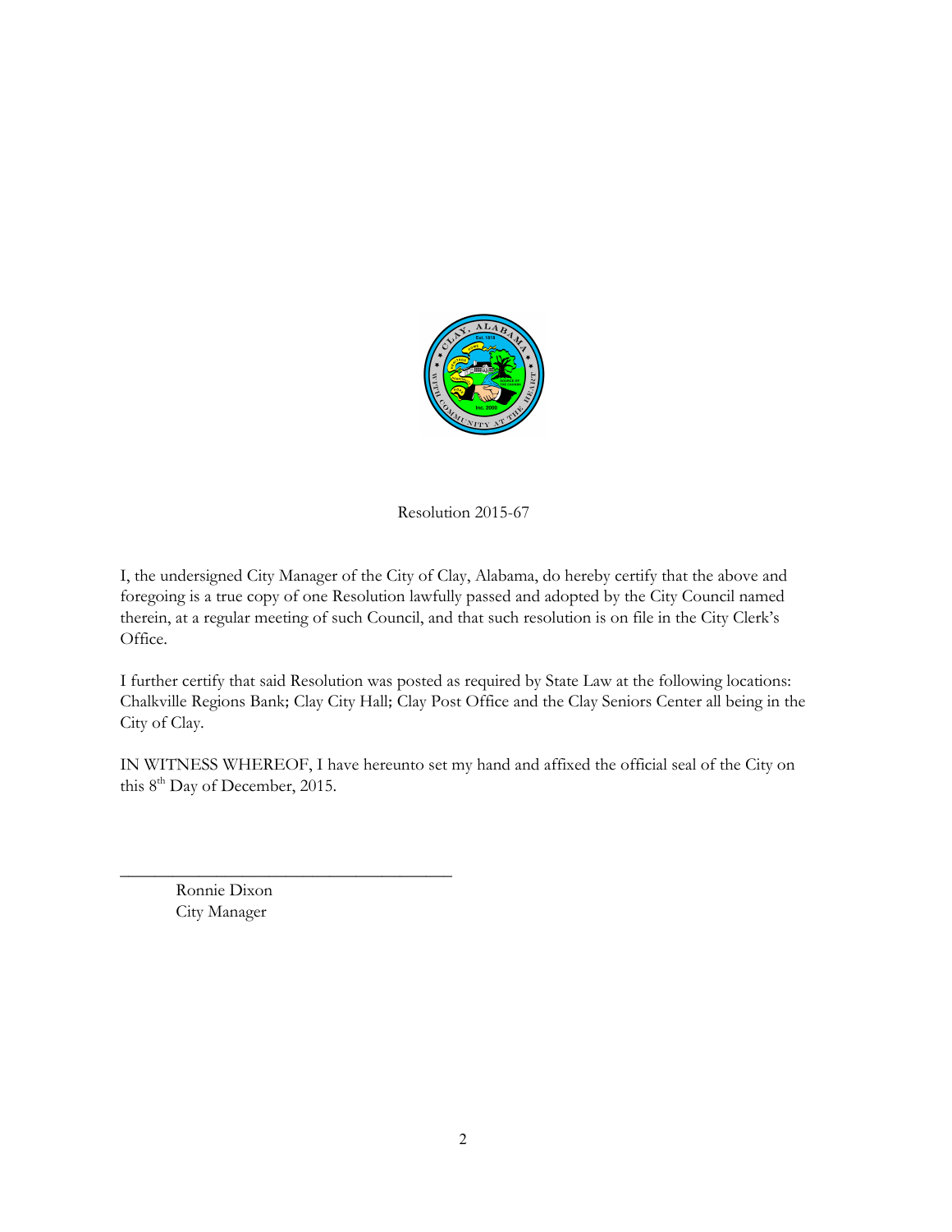Resolution 2015-67

I, the undersigned City Manager of the City of Clay, Alabama, do hereby certify that the above and foregoing is a true copy of one Resolution lawfully passed and adopted by the City Council named therein, at a regular meeting of such Council, and that such resolution is on file in the City Clerk's Office.

I further certify that said Resolution was posted as required by State Law at the following locations: Chalkville Regions Bank; Clay City Hall; Clay Post Office and the Clay Seniors Center all being in the City of Clay.

IN WITNESS WHEREOF, I have hereunto set my hand and affixed the official seal of the City on this 8th Day of December, 2015.

\_\_\_\_\_\_\_\_\_\_\_\_\_\_\_\_\_\_\_\_\_\_\_\_\_\_\_\_\_\_\_\_\_\_\_\_\_\_\_

Ronnie Dixon
City Manager